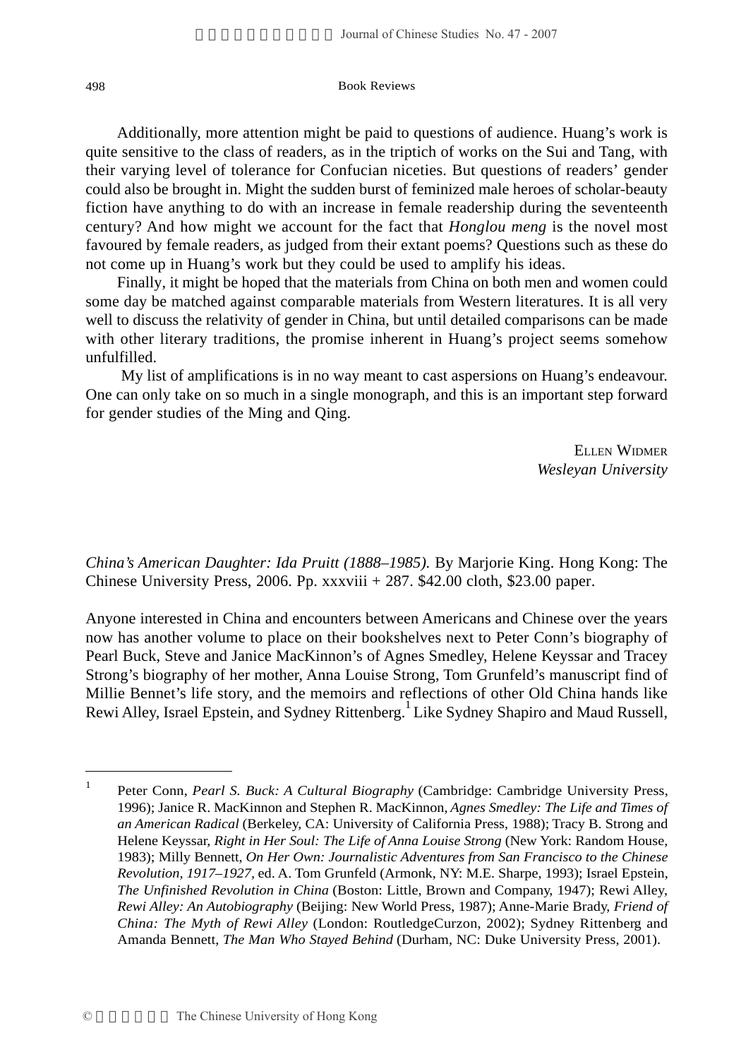Additionally, more attention might be paid to questions of audience. Huang's work is quite sensitive to the class of readers, as in the triptich of works on the Sui and Tang, with their varying level of tolerance for Confucian niceties. But questions of readers' gender could also be brought in. Might the sudden burst of feminized male heroes of scholar-beauty fiction have anything to do with an increase in female readership during the seventeenth century? And how might we account for the fact that *Honglou meng* is the novel most favoured by female readers, as judged from their extant poems? Questions such as these do not come up in Huang's work but they could be used to amplify his ideas.

Finally, it might be hoped that the materials from China on both men and women could some day be matched against comparable materials from Western literatures. It is all very well to discuss the relativity of gender in China, but until detailed comparisons can be made with other literary traditions, the promise inherent in Huang's project seems somehow unfulfilled.

My list of amplifications is in no way meant to cast aspersions on Huang's endeavour. One can only take on so much in a single monograph, and this is an important step forward for gender studies of the Ming and Qing.

Ellen Widmer
*Wesleyan University*

*China's American Daughter: Ida Pruitt (1888–1985).* By Marjorie King. Hong Kong: The Chinese University Press, 2006. Pp. xxxviii + 287. $42.00 cloth, $23.00 paper.

Anyone interested in China and encounters between Americans and Chinese over the years now has another volume to place on their bookshelves next to Peter Conn's biography of Pearl Buck, Steve and Janice MacKinnon's of Agnes Smedley, Helene Keyssar and Tracey Strong's biography of her mother, Anna Louise Strong, Tom Grunfeld's manuscript find of Millie Bennet's life story, and the memoirs and reflections of other Old China hands like Rewi Alley, Israel Epstein, and Sydney Rittenberg.[1] Like Sydney Shapiro and Maud Russell,

[1] Peter Conn, *Pearl S. Buck: A Cultural Biography* (Cambridge: Cambridge University Press, 1996); Janice R. MacKinnon and Stephen R. MacKinnon, *Agnes Smedley: The Life and Times of an American Radical* (Berkeley, CA: University of California Press, 1988); Tracy B. Strong and Helene Keyssar, *Right in Her Soul: The Life of Anna Louise Strong* (New York: Random House, 1983); Milly Bennett, *On Her Own: Journalistic Adventures from San Francisco to the Chinese Revolution, 1917–1927*, ed. A. Tom Grunfeld (Armonk, NY: M.E. Sharpe, 1993); Israel Epstein, *The Unfinished Revolution in China* (Boston: Little, Brown and Company, 1947); Rewi Alley, *Rewi Alley: An Autobiography* (Beijing: New World Press, 1987); Anne-Marie Brady, *Friend of China: The Myth of Rewi Alley* (London: RoutledgeCurzon, 2002); Sydney Rittenberg and Amanda Bennett, *The Man Who Stayed Behind* (Durham, NC: Duke University Press, 2001).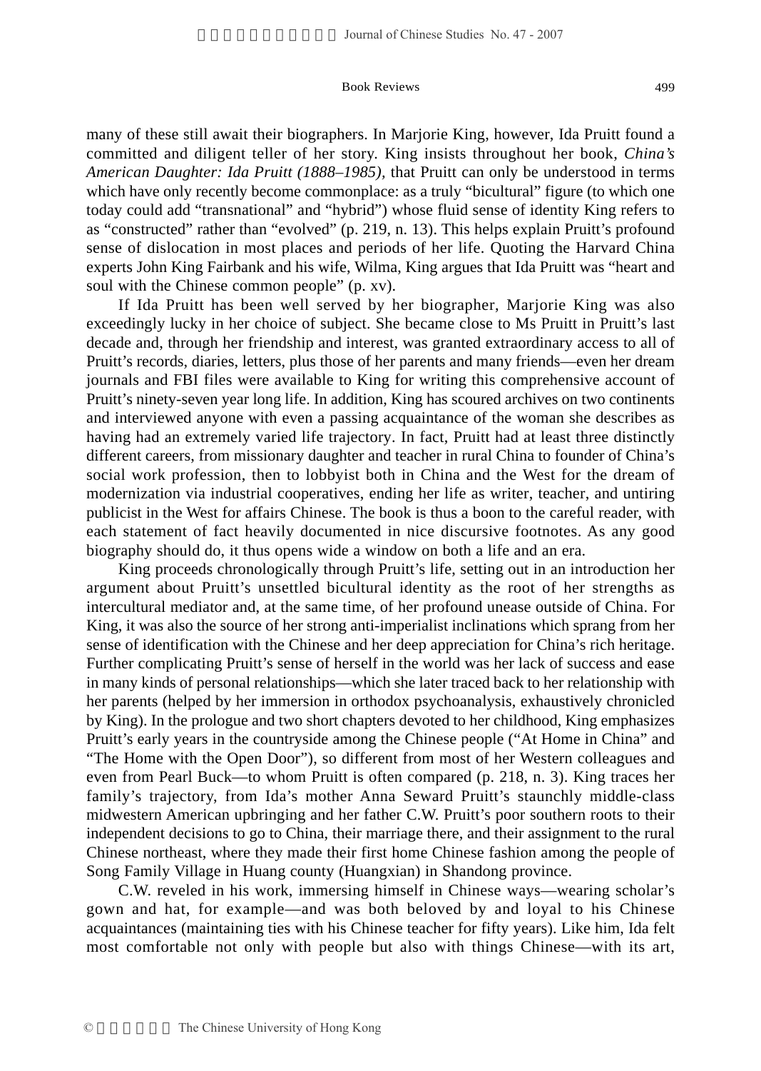many of these still await their biographers. In Marjorie King, however, Ida Pruitt found a committed and diligent teller of her story. King insists throughout her book, *China's American Daughter: Ida Pruitt (1888–1985),* that Pruitt can only be understood in terms which have only recently become commonplace: as a truly "bicultural" figure (to which one today could add "transnational" and "hybrid") whose fluid sense of identity King refers to as "constructed" rather than "evolved" (p. 219, n. 13). This helps explain Pruitt's profound sense of dislocation in most places and periods of her life. Quoting the Harvard China experts John King Fairbank and his wife, Wilma, King argues that Ida Pruitt was "heart and soul with the Chinese common people" (p. xv).

If Ida Pruitt has been well served by her biographer, Marjorie King was also exceedingly lucky in her choice of subject. She became close to Ms Pruitt in Pruitt's last decade and, through her friendship and interest, was granted extraordinary access to all of Pruitt's records, diaries, letters, plus those of her parents and many friends—even her dream journals and FBI files were available to King for writing this comprehensive account of Pruitt's ninety-seven year long life. In addition, King has scoured archives on two continents and interviewed anyone with even a passing acquaintance of the woman she describes as having had an extremely varied life trajectory. In fact, Pruitt had at least three distinctly different careers, from missionary daughter and teacher in rural China to founder of China's social work profession, then to lobbyist both in China and the West for the dream of modernization via industrial cooperatives, ending her life as writer, teacher, and untiring publicist in the West for affairs Chinese. The book is thus a boon to the careful reader, with each statement of fact heavily documented in nice discursive footnotes. As any good biography should do, it thus opens wide a window on both a life and an era.

King proceeds chronologically through Pruitt's life, setting out in an introduction her argument about Pruitt's unsettled bicultural identity as the root of her strengths as intercultural mediator and, at the same time, of her profound unease outside of China. For King, it was also the source of her strong anti-imperialist inclinations which sprang from her sense of identification with the Chinese and her deep appreciation for China's rich heritage. Further complicating Pruitt's sense of herself in the world was her lack of success and ease in many kinds of personal relationships—which she later traced back to her relationship with her parents (helped by her immersion in orthodox psychoanalysis, exhaustively chronicled by King). In the prologue and two short chapters devoted to her childhood, King emphasizes Pruitt's early years in the countryside among the Chinese people ("At Home in China" and "The Home with the Open Door"), so different from most of her Western colleagues and even from Pearl Buck—to whom Pruitt is often compared (p. 218, n. 3). King traces her family's trajectory, from Ida's mother Anna Seward Pruitt's staunchly middle-class midwestern American upbringing and her father C.W. Pruitt's poor southern roots to their independent decisions to go to China, their marriage there, and their assignment to the rural Chinese northeast, where they made their first home Chinese fashion among the people of Song Family Village in Huang county (Huangxian) in Shandong province.

C.W. reveled in his work, immersing himself in Chinese ways—wearing scholar's gown and hat, for example—and was both beloved by and loyal to his Chinese acquaintances (maintaining ties with his Chinese teacher for fifty years). Like him, Ida felt most comfortable not only with people but also with things Chinese—with its art,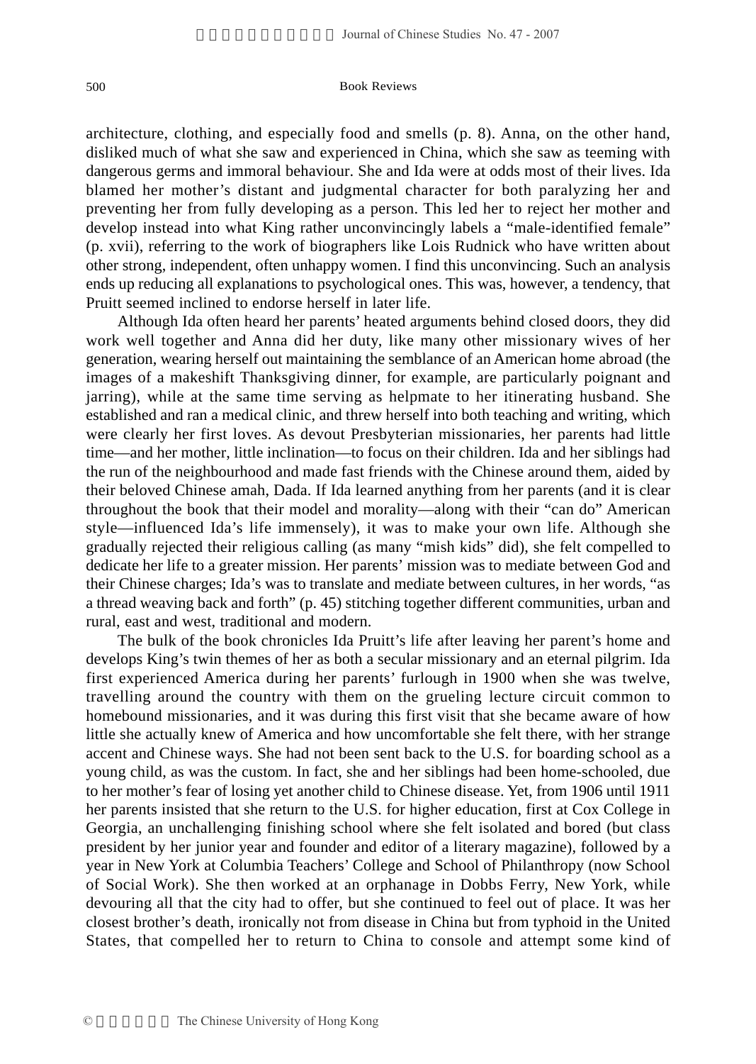architecture, clothing, and especially food and smells (p. 8). Anna, on the other hand, disliked much of what she saw and experienced in China, which she saw as teeming with dangerous germs and immoral behaviour. She and Ida were at odds most of their lives. Ida blamed her mother's distant and judgmental character for both paralyzing her and preventing her from fully developing as a person. This led her to reject her mother and develop instead into what King rather unconvincingly labels a "male-identified female" (p. xvii), referring to the work of biographers like Lois Rudnick who have written about other strong, independent, often unhappy women. I find this unconvincing. Such an analysis ends up reducing all explanations to psychological ones. This was, however, a tendency, that Pruitt seemed inclined to endorse herself in later life.

Although Ida often heard her parents' heated arguments behind closed doors, they did work well together and Anna did her duty, like many other missionary wives of her generation, wearing herself out maintaining the semblance of an American home abroad (the images of a makeshift Thanksgiving dinner, for example, are particularly poignant and jarring), while at the same time serving as helpmate to her itinerating husband. She established and ran a medical clinic, and threw herself into both teaching and writing, which were clearly her first loves. As devout Presbyterian missionaries, her parents had little time—and her mother, little inclination—to focus on their children. Ida and her siblings had the run of the neighbourhood and made fast friends with the Chinese around them, aided by their beloved Chinese amah, Dada. If Ida learned anything from her parents (and it is clear throughout the book that their model and morality—along with their "can do" American style—influenced Ida's life immensely), it was to make your own life. Although she gradually rejected their religious calling (as many "mish kids" did), she felt compelled to dedicate her life to a greater mission. Her parents' mission was to mediate between God and their Chinese charges; Ida's was to translate and mediate between cultures, in her words, "as a thread weaving back and forth" (p. 45) stitching together different communities, urban and rural, east and west, traditional and modern.

The bulk of the book chronicles Ida Pruitt's life after leaving her parent's home and develops King's twin themes of her as both a secular missionary and an eternal pilgrim. Ida first experienced America during her parents' furlough in 1900 when she was twelve, travelling around the country with them on the grueling lecture circuit common to homebound missionaries, and it was during this first visit that she became aware of how little she actually knew of America and how uncomfortable she felt there, with her strange accent and Chinese ways. She had not been sent back to the U.S. for boarding school as a young child, as was the custom. In fact, she and her siblings had been home-schooled, due to her mother's fear of losing yet another child to Chinese disease. Yet, from 1906 until 1911 her parents insisted that she return to the U.S. for higher education, first at Cox College in Georgia, an unchallenging finishing school where she felt isolated and bored (but class president by her junior year and founder and editor of a literary magazine), followed by a year in New York at Columbia Teachers' College and School of Philanthropy (now School of Social Work). She then worked at an orphanage in Dobbs Ferry, New York, while devouring all that the city had to offer, but she continued to feel out of place. It was her closest brother's death, ironically not from disease in China but from typhoid in the United States, that compelled her to return to China to console and attempt some kind of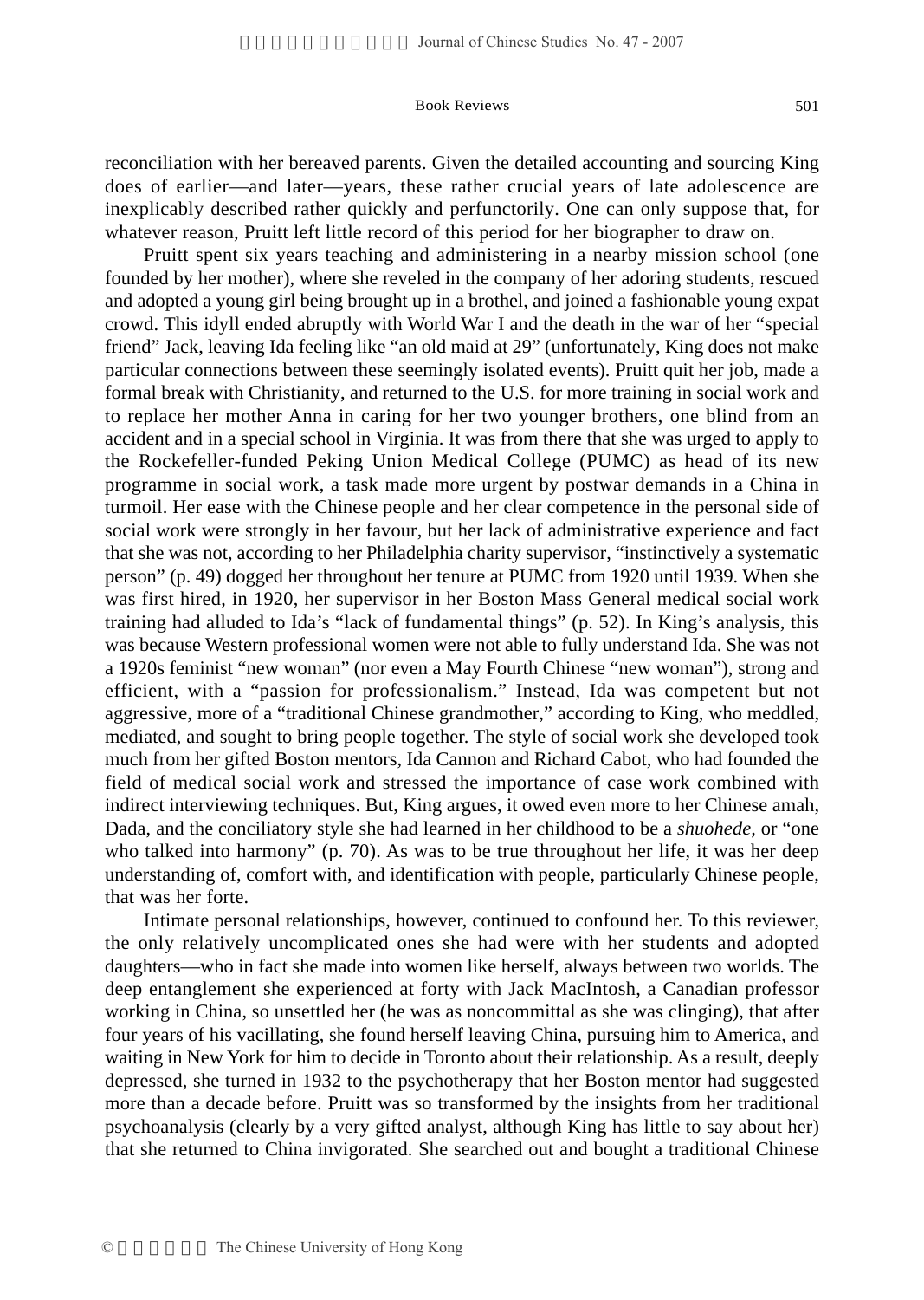reconciliation with her bereaved parents. Given the detailed accounting and sourcing King does of earlier—and later—years, these rather crucial years of late adolescence are inexplicably described rather quickly and perfunctorily. One can only suppose that, for whatever reason, Pruitt left little record of this period for her biographer to draw on.

Pruitt spent six years teaching and administering in a nearby mission school (one founded by her mother), where she reveled in the company of her adoring students, rescued and adopted a young girl being brought up in a brothel, and joined a fashionable young expat crowd. This idyll ended abruptly with World War I and the death in the war of her "special friend" Jack, leaving Ida feeling like "an old maid at 29" (unfortunately, King does not make particular connections between these seemingly isolated events). Pruitt quit her job, made a formal break with Christianity, and returned to the U.S. for more training in social work and to replace her mother Anna in caring for her two younger brothers, one blind from an accident and in a special school in Virginia. It was from there that she was urged to apply to the Rockefeller-funded Peking Union Medical College (PUMC) as head of its new programme in social work, a task made more urgent by postwar demands in a China in turmoil. Her ease with the Chinese people and her clear competence in the personal side of social work were strongly in her favour, but her lack of administrative experience and fact that she was not, according to her Philadelphia charity supervisor, "instinctively a systematic person" (p. 49) dogged her throughout her tenure at PUMC from 1920 until 1939. When she was first hired, in 1920, her supervisor in her Boston Mass General medical social work training had alluded to Ida's "lack of fundamental things" (p. 52). In King's analysis, this was because Western professional women were not able to fully understand Ida. She was not a 1920s feminist "new woman" (nor even a May Fourth Chinese "new woman"), strong and efficient, with a "passion for professionalism." Instead, Ida was competent but not aggressive, more of a "traditional Chinese grandmother," according to King, who meddled, mediated, and sought to bring people together. The style of social work she developed took much from her gifted Boston mentors, Ida Cannon and Richard Cabot, who had founded the field of medical social work and stressed the importance of case work combined with indirect interviewing techniques. But, King argues, it owed even more to her Chinese amah, Dada, and the conciliatory style she had learned in her childhood to be a *shuohede*, or "one who talked into harmony" (p. 70). As was to be true throughout her life, it was her deep understanding of, comfort with, and identification with people, particularly Chinese people, that was her forte.

Intimate personal relationships, however, continued to confound her. To this reviewer, the only relatively uncomplicated ones she had were with her students and adopted daughters—who in fact she made into women like herself, always between two worlds. The deep entanglement she experienced at forty with Jack MacIntosh, a Canadian professor working in China, so unsettled her (he was as noncommittal as she was clinging), that after four years of his vacillating, she found herself leaving China, pursuing him to America, and waiting in New York for him to decide in Toronto about their relationship. As a result, deeply depressed, she turned in 1932 to the psychotherapy that her Boston mentor had suggested more than a decade before. Pruitt was so transformed by the insights from her traditional psychoanalysis (clearly by a very gifted analyst, although King has little to say about her) that she returned to China invigorated. She searched out and bought a traditional Chinese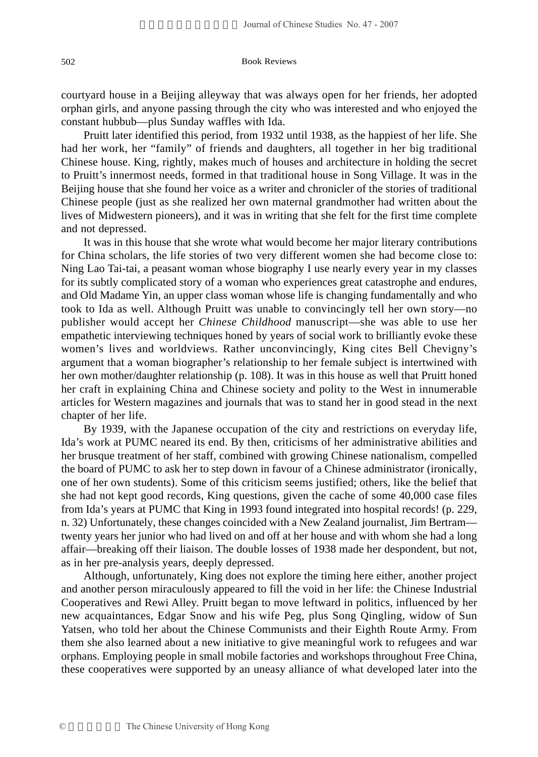courtyard house in a Beijing alleyway that was always open for her friends, her adopted orphan girls, and anyone passing through the city who was interested and who enjoyed the constant hubbub—plus Sunday waffles with Ida.

Pruitt later identified this period, from 1932 until 1938, as the happiest of her life. She had her work, her "family" of friends and daughters, all together in her big traditional Chinese house. King, rightly, makes much of houses and architecture in holding the secret to Pruitt's innermost needs, formed in that traditional house in Song Village. It was in the Beijing house that she found her voice as a writer and chronicler of the stories of traditional Chinese people (just as she realized her own maternal grandmother had written about the lives of Midwestern pioneers), and it was in writing that she felt for the first time complete and not depressed.

It was in this house that she wrote what would become her major literary contributions for China scholars, the life stories of two very different women she had become close to: Ning Lao Tai-tai, a peasant woman whose biography I use nearly every year in my classes for its subtly complicated story of a woman who experiences great catastrophe and endures, and Old Madame Yin, an upper class woman whose life is changing fundamentally and who took to Ida as well. Although Pruitt was unable to convincingly tell her own story—no publisher would accept her *Chinese Childhood* manuscript—she was able to use her empathetic interviewing techniques honed by years of social work to brilliantly evoke these women's lives and worldviews. Rather unconvincingly, King cites Bell Chevigny's argument that a woman biographer's relationship to her female subject is intertwined with her own mother/daughter relationship (p. 108). It was in this house as well that Pruitt honed her craft in explaining China and Chinese society and polity to the West in innumerable articles for Western magazines and journals that was to stand her in good stead in the next chapter of her life.

By 1939, with the Japanese occupation of the city and restrictions on everyday life, Ida's work at PUMC neared its end. By then, criticisms of her administrative abilities and her brusque treatment of her staff, combined with growing Chinese nationalism, compelled the board of PUMC to ask her to step down in favour of a Chinese administrator (ironically, one of her own students). Some of this criticism seems justified; others, like the belief that she had not kept good records, King questions, given the cache of some 40,000 case files from Ida's years at PUMC that King in 1993 found integrated into hospital records! (p. 229, n. 32) Unfortunately, these changes coincided with a New Zealand journalist, Jim Bertram—twenty years her junior who had lived on and off at her house and with whom she had a long affair—breaking off their liaison. The double losses of 1938 made her despondent, but not, as in her pre-analysis years, deeply depressed.

Although, unfortunately, King does not explore the timing here either, another project and another person miraculously appeared to fill the void in her life: the Chinese Industrial Cooperatives and Rewi Alley. Pruitt began to move leftward in politics, influenced by her new acquaintances, Edgar Snow and his wife Peg, plus Song Qingling, widow of Sun Yatsen, who told her about the Chinese Communists and their Eighth Route Army. From them she also learned about a new initiative to give meaningful work to refugees and war orphans. Employing people in small mobile factories and workshops throughout Free China, these cooperatives were supported by an uneasy alliance of what developed later into the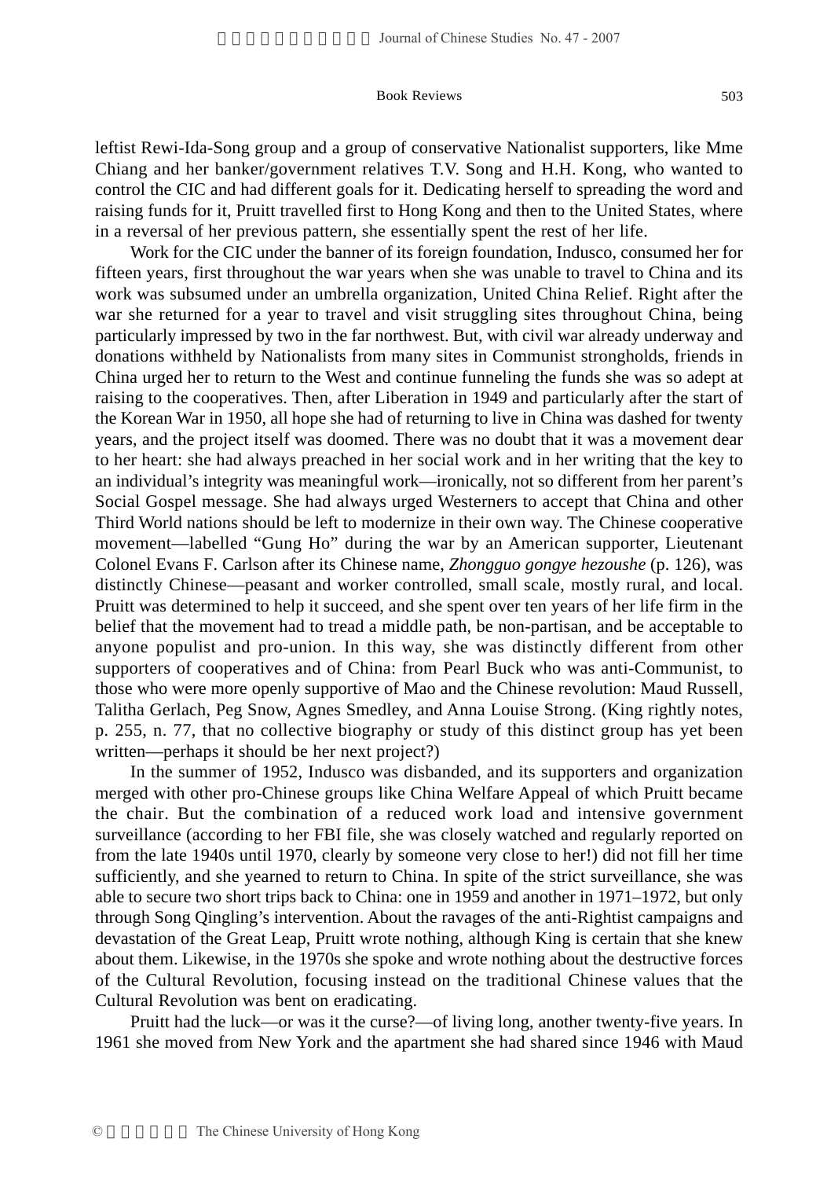leftist Rewi-Ida-Song group and a group of conservative Nationalist supporters, like Mme Chiang and her banker/government relatives T.V. Song and H.H. Kong, who wanted to control the CIC and had different goals for it. Dedicating herself to spreading the word and raising funds for it, Pruitt travelled first to Hong Kong and then to the United States, where in a reversal of her previous pattern, she essentially spent the rest of her life.

Work for the CIC under the banner of its foreign foundation, Indusco, consumed her for fifteen years, first throughout the war years when she was unable to travel to China and its work was subsumed under an umbrella organization, United China Relief. Right after the war she returned for a year to travel and visit struggling sites throughout China, being particularly impressed by two in the far northwest. But, with civil war already underway and donations withheld by Nationalists from many sites in Communist strongholds, friends in China urged her to return to the West and continue funneling the funds she was so adept at raising to the cooperatives. Then, after Liberation in 1949 and particularly after the start of the Korean War in 1950, all hope she had of returning to live in China was dashed for twenty years, and the project itself was doomed. There was no doubt that it was a movement dear to her heart: she had always preached in her social work and in her writing that the key to an individual's integrity was meaningful work—ironically, not so different from her parent's Social Gospel message. She had always urged Westerners to accept that China and other Third World nations should be left to modernize in their own way. The Chinese cooperative movement—labelled "Gung Ho" during the war by an American supporter, Lieutenant Colonel Evans F. Carlson after its Chinese name, *Zhongguo gongye hezoushe* (p. 126), was distinctly Chinese—peasant and worker controlled, small scale, mostly rural, and local. Pruitt was determined to help it succeed, and she spent over ten years of her life firm in the belief that the movement had to tread a middle path, be non-partisan, and be acceptable to anyone populist and pro-union. In this way, she was distinctly different from other supporters of cooperatives and of China: from Pearl Buck who was anti-Communist, to those who were more openly supportive of Mao and the Chinese revolution: Maud Russell, Talitha Gerlach, Peg Snow, Agnes Smedley, and Anna Louise Strong. (King rightly notes, p. 255, n. 77, that no collective biography or study of this distinct group has yet been written—perhaps it should be her next project?)

In the summer of 1952, Indusco was disbanded, and its supporters and organization merged with other pro-Chinese groups like China Welfare Appeal of which Pruitt became the chair. But the combination of a reduced work load and intensive government surveillance (according to her FBI file, she was closely watched and regularly reported on from the late 1940s until 1970, clearly by someone very close to her!) did not fill her time sufficiently, and she yearned to return to China. In spite of the strict surveillance, she was able to secure two short trips back to China: one in 1959 and another in 1971–1972, but only through Song Qingling's intervention. About the ravages of the anti-Rightist campaigns and devastation of the Great Leap, Pruitt wrote nothing, although King is certain that she knew about them. Likewise, in the 1970s she spoke and wrote nothing about the destructive forces of the Cultural Revolution, focusing instead on the traditional Chinese values that the Cultural Revolution was bent on eradicating.

Pruitt had the luck—or was it the curse?—of living long, another twenty-five years. In 1961 she moved from New York and the apartment she had shared since 1946 with Maud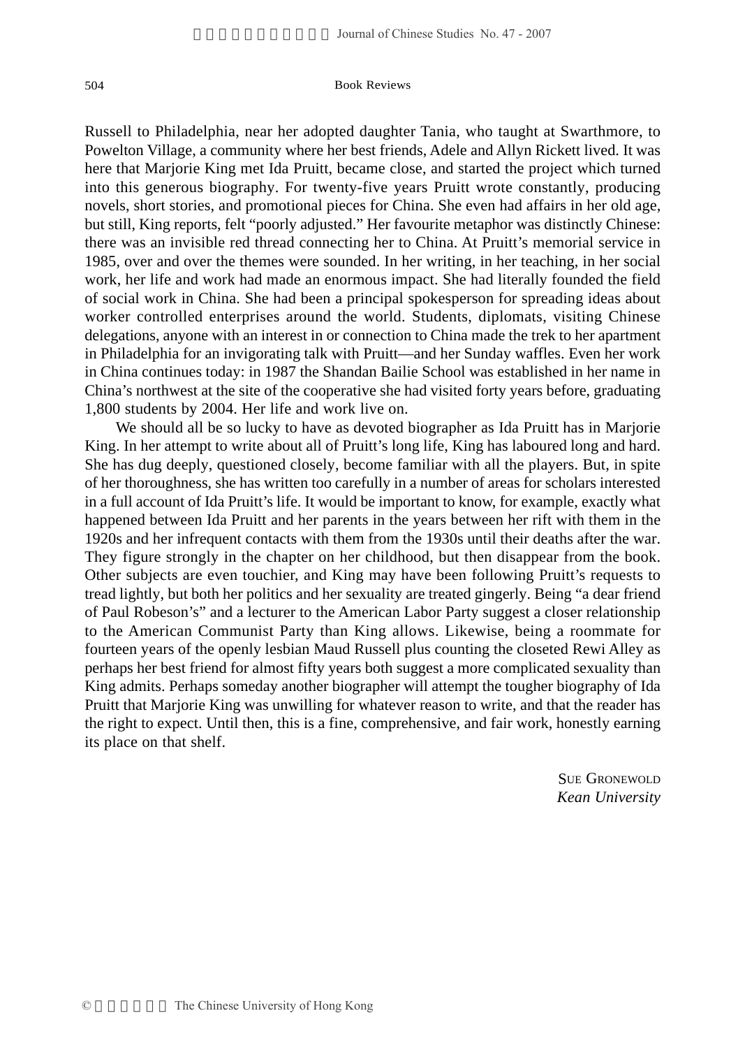Russell to Philadelphia, near her adopted daughter Tania, who taught at Swarthmore, to Powelton Village, a community where her best friends, Adele and Allyn Rickett lived. It was here that Marjorie King met Ida Pruitt, became close, and started the project which turned into this generous biography. For twenty-five years Pruitt wrote constantly, producing novels, short stories, and promotional pieces for China. She even had affairs in her old age, but still, King reports, felt "poorly adjusted." Her favourite metaphor was distinctly Chinese: there was an invisible red thread connecting her to China. At Pruitt's memorial service in 1985, over and over the themes were sounded. In her writing, in her teaching, in her social work, her life and work had made an enormous impact. She had literally founded the field of social work in China. She had been a principal spokesperson for spreading ideas about worker controlled enterprises around the world. Students, diplomats, visiting Chinese delegations, anyone with an interest in or connection to China made the trek to her apartment in Philadelphia for an invigorating talk with Pruitt—and her Sunday waffles. Even her work in China continues today: in 1987 the Shandan Bailie School was established in her name in China's northwest at the site of the cooperative she had visited forty years before, graduating 1,800 students by 2004. Her life and work live on.

We should all be so lucky to have as devoted biographer as Ida Pruitt has in Marjorie King. In her attempt to write about all of Pruitt's long life, King has laboured long and hard. She has dug deeply, questioned closely, become familiar with all the players. But, in spite of her thoroughness, she has written too carefully in a number of areas for scholars interested in a full account of Ida Pruitt's life. It would be important to know, for example, exactly what happened between Ida Pruitt and her parents in the years between her rift with them in the 1920s and her infrequent contacts with them from the 1930s until their deaths after the war. They figure strongly in the chapter on her childhood, but then disappear from the book. Other subjects are even touchier, and King may have been following Pruitt's requests to tread lightly, but both her politics and her sexuality are treated gingerly. Being "a dear friend of Paul Robeson's" and a lecturer to the American Labor Party suggest a closer relationship to the American Communist Party than King allows. Likewise, being a roommate for fourteen years of the openly lesbian Maud Russell plus counting the closeted Rewi Alley as perhaps her best friend for almost fifty years both suggest a more complicated sexuality than King admits. Perhaps someday another biographer will attempt the tougher biography of Ida Pruitt that Marjorie King was unwilling for whatever reason to write, and that the reader has the right to expect. Until then, this is a fine, comprehensive, and fair work, honestly earning its place on that shelf.

Sue Gronewold
*Kean University*